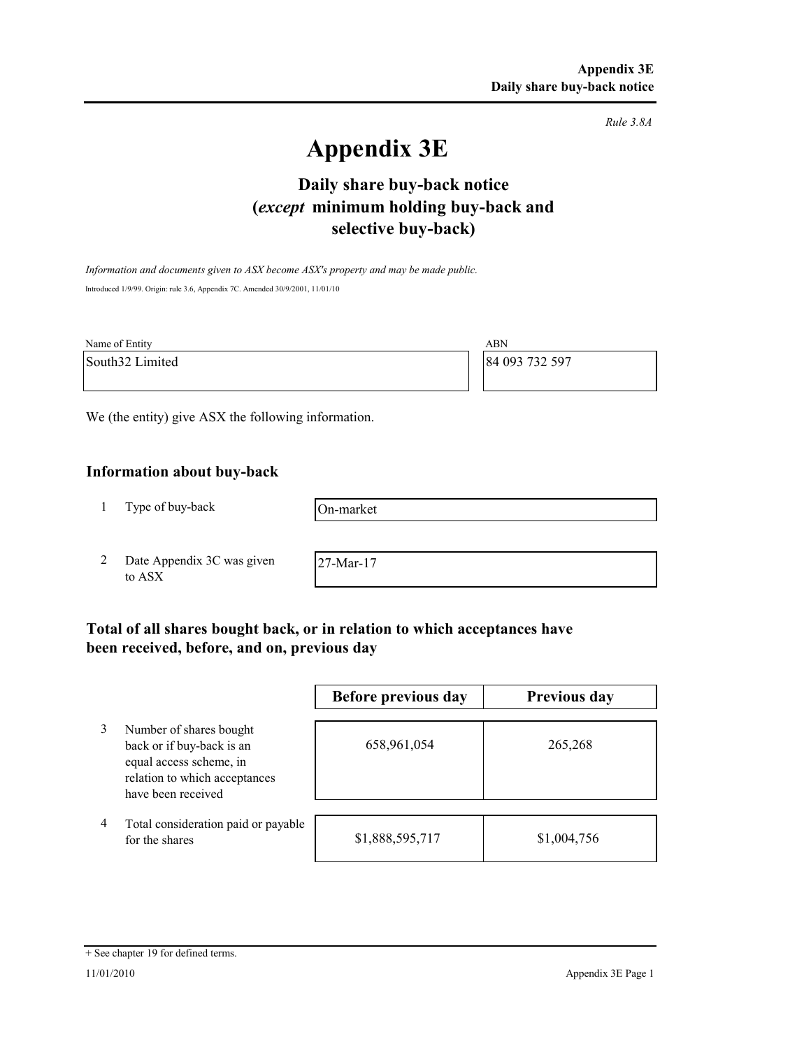*Rule 3.8A*

# Appendix 3E

## Daily share buy-back notice (*except* minimum holding buy-back and selective buy-back)

*Information and documents given to ASX become ASX's property and may be made public.*

Introduced 1/9/99. Origin: rule 3.6, Appendix 7C. Amended 30/9/2001, 11/01/10

| Name of Entity | ABN |
|---|---|
| South32 Limited | 84 093 732 597 |

We (the entity) give ASX the following information.

### Information about buy-back

| | | |
|---|---|---|
| 1 | Type of buy-back | On-market |
| 2 | Date Appendix 3C was given to ASX | 27-Mar-17 |

### Total of all shares bought back, or in relation to which acceptances have been received, before, and on, previous day

| | | Before previous day | Previous day |
|---|---|---|---|
| 3 | Number of shares bought back or if buy-back is an equal access scheme, in relation to which acceptances have been received | 658,961,054 | 265,268 |
| 4 | Total consideration paid or payable for the shares | $1,888,595,717 | $1,004,756 |

+ See chapter 19 for defined terms.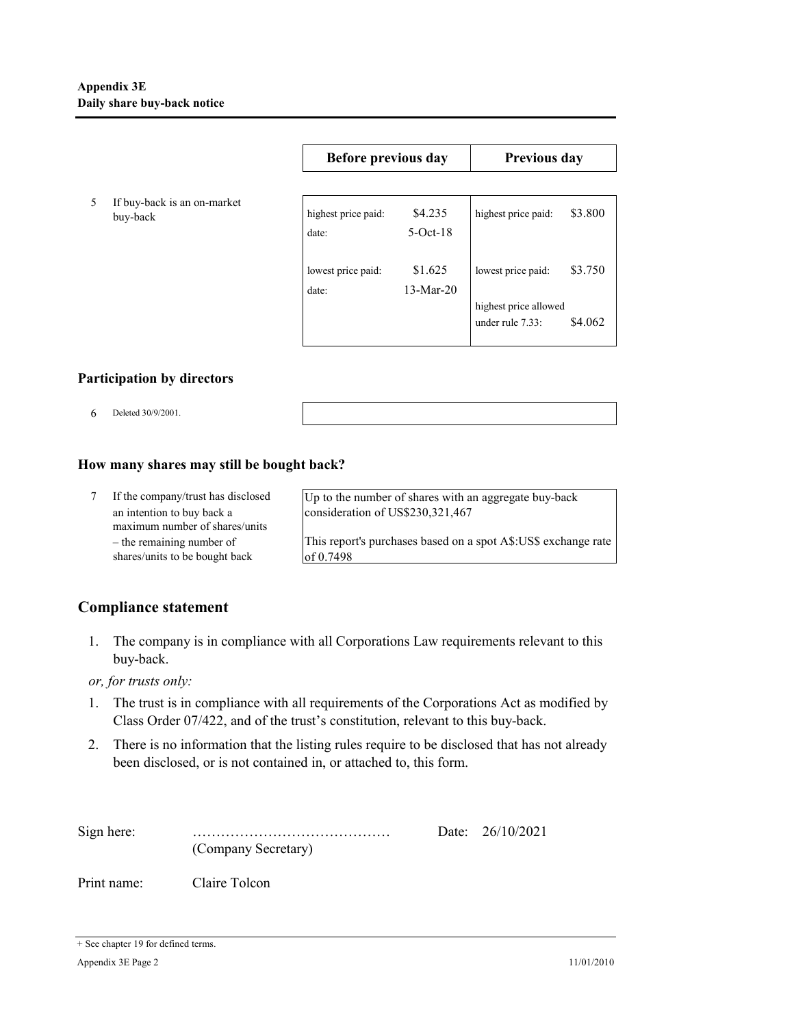**Appendix 3E**
**Daily share buy-back notice**

| | Before previous day | | Previous day | |
|---|---|---|---|---|
| 5 If buy-back is an on-market buy-back | highest price paid: | $4.235 | highest price paid: | $3.800 |
| | date: | 5-Oct-18 | | |
| | lowest price paid: | $1.625 | lowest price paid: | $3.750 |
| | date: | 13-Mar-20 | highest price allowed under rule 7.33: | $4.062 |

## Participation by directors

| | |
|---|---|
| 6 Deleted 30/9/2001. | |

## How many shares may still be bought back?

| | |
|---|---|
| 7 If the company/trust has disclosed an intention to buy back a maximum number of shares/units – the remaining number of shares/units to be bought back | Up to the number of shares with an aggregate buy-back consideration of US$230,321,467<br><br>This report's purchases based on a spot A$:US$ exchange rate of 0.7498 |

## Compliance statement

1. The company is in compliance with all Corporations Law requirements relevant to this buy-back.

*or, for trusts only:*

1. The trust is in compliance with all requirements of the Corporations Act as modified by Class Order 07/422, and of the trust's constitution, relevant to this buy-back.
2. There is no information that the listing rules require to be disclosed that has not already been disclosed, or is not contained in, or attached to, this form.

Sign here: …………………………………… (Company Secretary) Date: 26/10/2021

Print name: Claire Tolcon

+ See chapter 19 for defined terms.